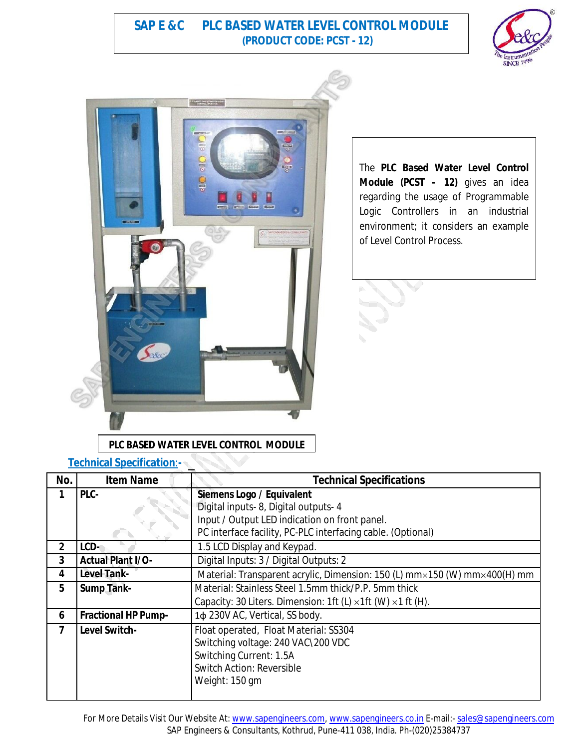# SAP E &C PLC BASED WATER LEVEL CONTROL MODULE

**(PRODUCT CODE: PCST - 12)**

The **PLC Based Water Level Control Module (PCST – 12)** gives an idea regarding the usage of Programmable Logic Controllers in an industrial environment; it considers an example of Level Control Process.

**PLC BASED WATER LEVEL CONTROL MODULE**

## Technical Specification:-

| No. | Item Name | Technical Specifications |
|---|---|---|
| 1 | **PLC-** | **Siemens Logo / Equivalent**<br>Digital inputs- 8, Digital outputs- 4<br>Input / Output LED indication on front panel.<br>PC interface facility, PC-PLC interfacing cable. (Optional) |
| 2 | **LCD-** | 1.5 LCD Display and Keypad. |
| 3 | **Actual Plant I/O-** | Digital Inputs: 3 / Digital Outputs: 2 |
| 4 | **Level Tank-** | Material: Transparent acrylic, Dimension: 150 (L) mm×150 (W) mm×400(H) mm |
| 5 | **Sump Tank-** | Material: Stainless Steel 1.5mm thick/P.P. 5mm thick<br>Capacity: 30 Liters. Dimension: 1ft (L) ×1ft (W) ×1 ft (H). |
| 6 | **Fractional HP Pump-** | 1ϕ 230V AC, Vertical, SS body. |
| 7 | **Level Switch-** | Float operated, Float Material: SS304<br>Switching voltage: 240 VAC\200 VDC<br>Switching Current: 1.5A<br>Switch Action: Reversible<br>Weight: 150 gm |

For More Details Visit Our Website At: www.sapengineers.com, www.sapengineers.co.in E-mail:- sales@sapengineers.com
SAP Engineers & Consultants, Kothrud, Pune-411 038, India. Ph-(020)25384737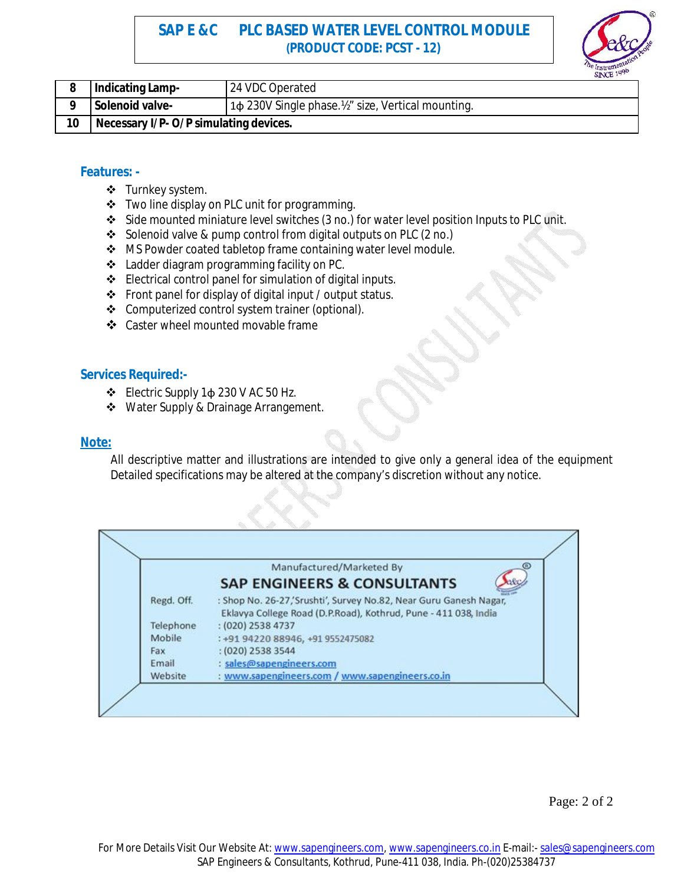| | | |
|---|---|---|
| 8 | **Indicating Lamp-** | 24 VDC Operated |
| 9 | **Solenoid valve-** | 1ϕ 230V Single phase.½" size, Vertical mounting. |
| 10 | **Necessary I/P- O/P simulating devices.** | |

### Features: -

- Turnkey system.
- Two line display on PLC unit for programming.
- Side mounted miniature level switches (3 no.) for water level position Inputs to PLC unit.
- Solenoid valve & pump control from digital outputs on PLC (2 no.)
- MS Powder coated tabletop frame containing water level module.
- Ladder diagram programming facility on PC.
- Electrical control panel for simulation of digital inputs.
- Front panel for display of digital input / output status.
- Computerized control system trainer (optional).
- Caster wheel mounted movable frame

### Services Required:-

- Electric Supply 1ϕ 230 V AC 50 Hz.
- Water Supply & Drainage Arrangement.

### Note:

All descriptive matter and illustrations are intended to give only a general idea of the equipment Detailed specifications may be altered at the company's discretion without any notice.

Manufactured/Marketed By

**SAP ENGINEERS & CONSULTANTS**

| | |
|---|---|
| Regd. Off. | : Shop No. 26-27,'Srushti', Survey No.82, Near Guru Ganesh Nagar, Eklavya College Road (D.P.Road), Kothrud, Pune - 411 038, India |
| Telephone | : (020) 2538 4737 |
| Mobile | : +91 94220 88946, +91 9552475082 |
| Fax | : (020) 2538 3544 |
| Email | : sales@sapengineers.com |
| Website | : www.sapengineers.com / www.sapengineers.co.in |